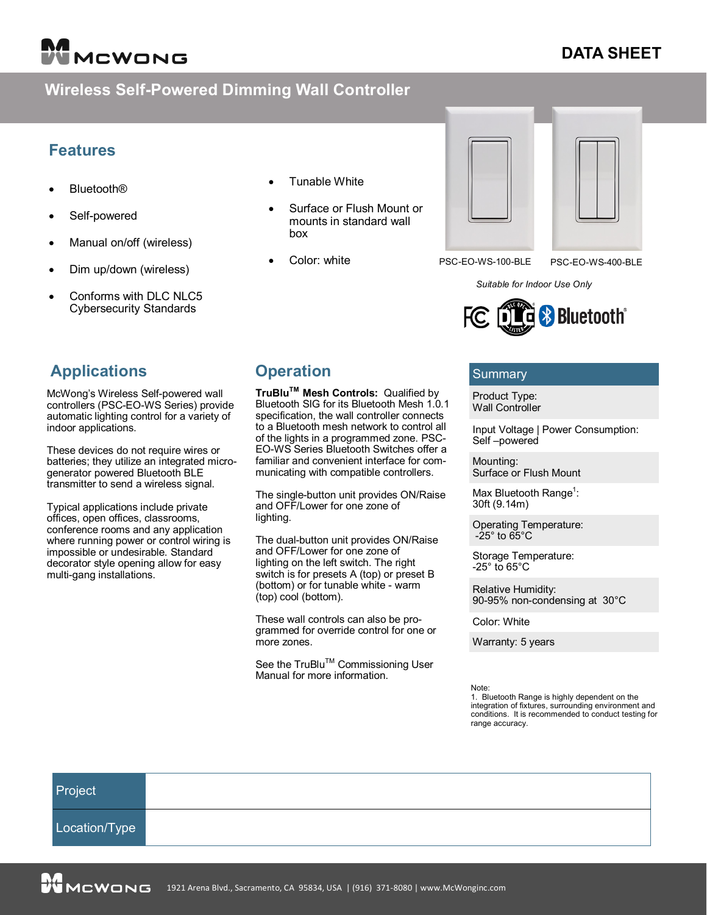DATA SHEET

# Wireless Self-Powered Dimming Wall Controller

## Features

- Bluetooth®
- Self-powered
- Manual on/off (wireless)
- Dim up/down (wireless)
- Conforms with DLC NLC5 Cybersecurity Standards
- Tunable White
- Surface or Flush Mount or mounts in standard wall box
- Color: white

PSC-EO-WS-100-BLE PSC-EO-WS-400-BLE

*Suitable for Indoor Use Only*

## Applications

McWong's Wireless Self-powered wall controllers (PSC-EO-WS Series) provide automatic lighting control for a variety of indoor applications.

These devices do not require wires or batteries; they utilize an integrated micro-generator powered Bluetooth BLE transmitter to send a wireless signal.

Typical applications include private offices, open offices, classrooms, conference rooms and any application where running power or control wiring is impossible or undesirable. Standard decorator style opening allow for easy multi-gang installations.

## Operation

**TruBlu™ Mesh Controls:** Qualified by Bluetooth SIG for its Bluetooth Mesh 1.0.1 specification, the wall controller connects to a Bluetooth mesh network to control all of the lights in a programmed zone. PSC-EO-WS Series Bluetooth Switches offer a familiar and convenient interface for communicating with compatible controllers.

The single-button unit provides ON/Raise and OFF/Lower for one zone of lighting.

The dual-button unit provides ON/Raise and OFF/Lower for one zone of lighting on the left switch. The right switch is for presets A (top) or preset B (bottom) or for tunable white - warm (top) cool (bottom).

These wall controls can also be programmed for override control for one or more zones.

See the TruBlu™ Commissioning User Manual for more information.

## Summary

| Summary |
|---|
| Product Type: Wall Controller |
| Input Voltage \| Power Consumption: Self –powered |
| Mounting: Surface or Flush Mount |
| Max Bluetooth Range[1]: 30ft (9.14m) |
| Operating Temperature: -25° to 65°C |
| Storage Temperature: -25° to 65°C |
| Relative Humidity: 90-95% non-condensing at 30°C |
| Color: White |
| Warranty: 5 years |

Note:
1. Bluetooth Range is highly dependent on the integration of fixtures, surrounding environment and conditions. It is recommended to conduct testing for range accuracy.

| Project | |
|---|---|
| Location/Type | |

1921 Arena Blvd., Sacramento, CA 95834, USA | (916) 371-8080 | www.McWonginc.com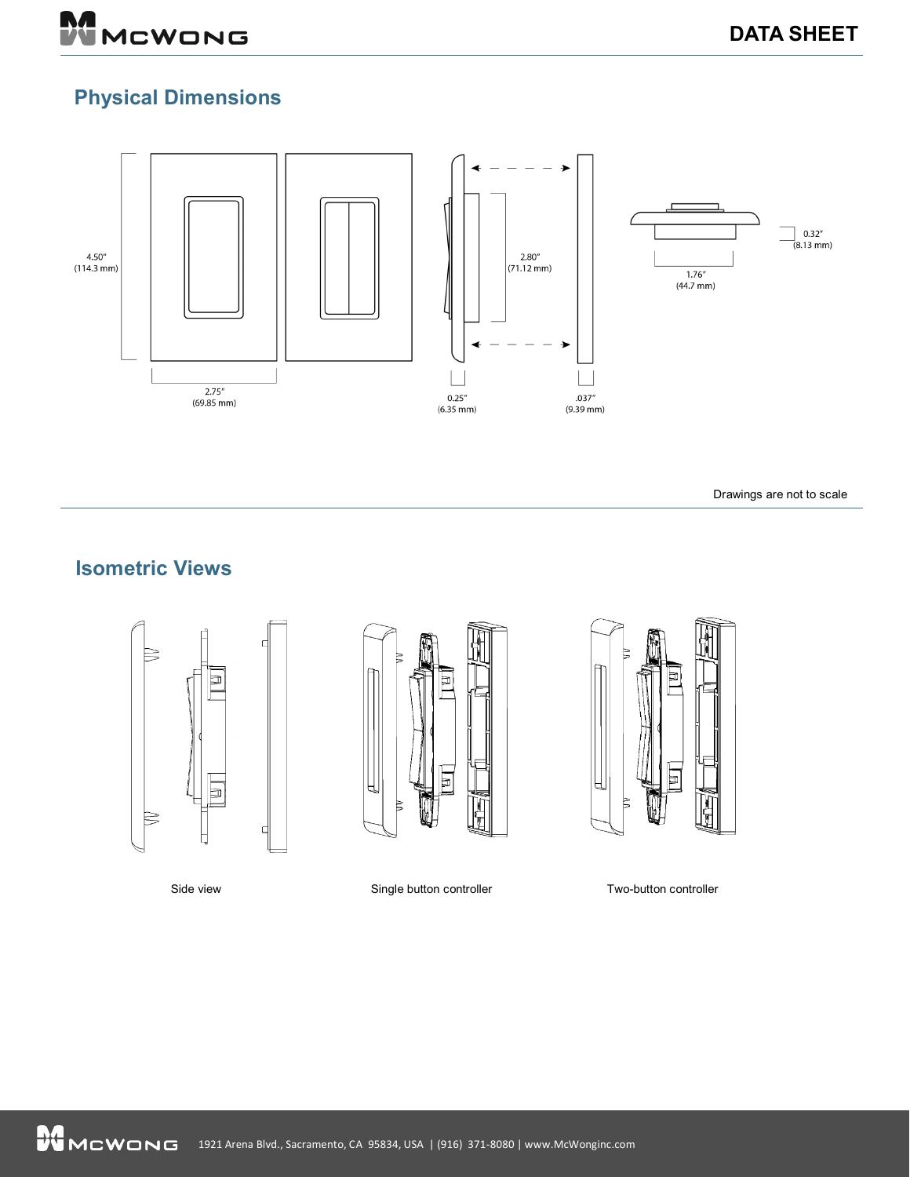## Physical Dimensions

4.50″ (114.3 mm)

2.75″ (69.85 mm)

2.80″ (71.12 mm)

0.25″ (6.35 mm)

.037″ (9.39 mm)

1.76″ (44.7 mm)

0.32″ (8.13 mm)

Drawings are not to scale

## Isometric Views

Side view

Single button controller

Two-button controller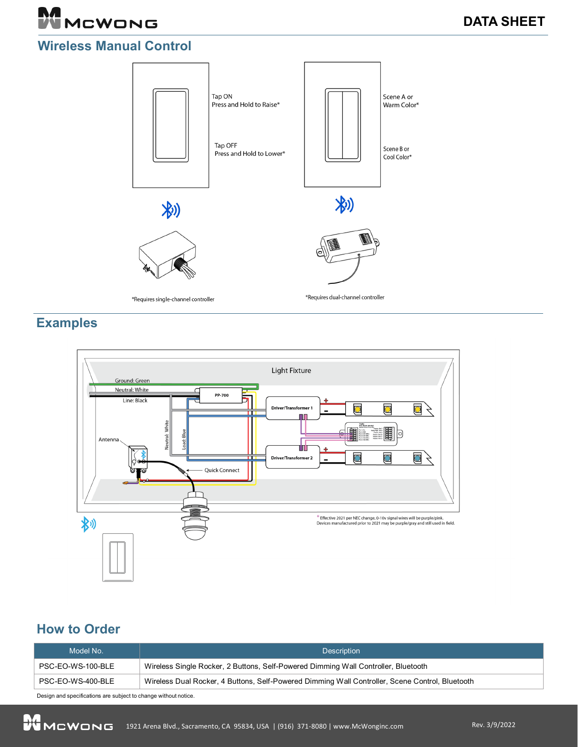## Wireless Manual Control

Tap ON
Press and Hold to Raise*

Tap OFF
Press and Hold to Lower*

Scene A or
Warm Color*

Scene B or
Cool Color*

*Requires single-channel controller

*Requires dual-channel controller

## Examples

Light Fixture

Ground: Green

Neutral: White

Line: Black

PP-700

Driver/Transformer 1

Driver/Transformer 2

Neutral: White

Load: Blue

Antenna

Quick Connect

* Effective 2021 per NEC change, 0-10v signal wires will be purple/pink.
Devices manufactured prior to 2021 may be purple/gray and still used in field.

## How to Order

| Model No. | Description |
|---|---|
| PSC-EO-WS-100-BLE | Wireless Single Rocker, 2 Buttons, Self-Powered Dimming Wall Controller, Bluetooth |
| PSC-EO-WS-400-BLE | Wireless Dual Rocker, 4 Buttons, Self-Powered Dimming Wall Controller, Scene Control, Bluetooth |

Design and specifications are subject to change without notice.

1921 Arena Blvd., Sacramento, CA 95834, USA | (916) 371-8080 | www.McWonginc.com

Rev. 3/9/2022